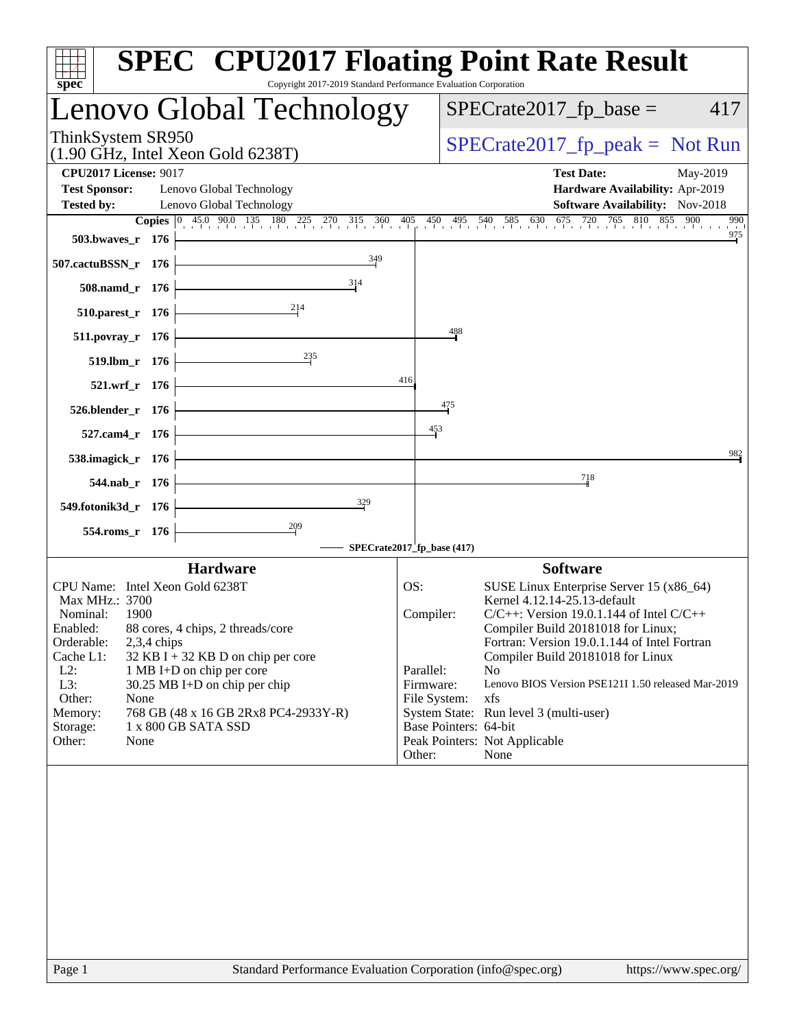# SPEC CPU2017 Floating Point Rate Result

Copyright 2017-2019 Standard Performance Evaluation Corporation

## Lenovo Global Technology

ThinkSystem SR950
(1.90 GHz, Intel Xeon Gold 6238T)

SPECrate2017_fp_base = 417

SPECrate2017_fp_peak = Not Run

**CPU2017 License:** 9017
**Test Sponsor:** Lenovo Global Technology
**Tested by:** Lenovo Global Technology

**Test Date:** May-2019
**Hardware Availability:** Apr-2019
**Software Availability:** Nov-2018

| Benchmark | Copies | Base |
|---|---|---|
| 503.bwaves_r | 176 | 975 |
| 507.cactuBSSN_r | 176 | 349 |
| 508.namd_r | 176 | 314 |
| 510.parest_r | 176 | 214 |
| 511.povray_r | 176 | 488 |
| 519.lbm_r | 176 | 235 |
| 521.wrf_r | 176 | 416 |
| 526.blender_r | 176 | 475 |
| 527.cam4_r | 176 | 453 |
| 538.imagick_r | 176 | 982 |
| 544.nab_r | 176 | 718 |
| 549.fotonik3d_r | 176 | 329 |
| 554.roms_r | 176 | 209 |

SPECrate2017_fp_base (417)

### Hardware

| | |
|---|---|
| CPU Name: | Intel Xeon Gold 6238T |
| Max MHz.: | 3700 |
| Nominal: | 1900 |
| Enabled: | 88 cores, 4 chips, 2 threads/core |
| Orderable: | 2,3,4 chips |
| Cache L1: | 32 KB I + 32 KB D on chip per core |
| L2: | 1 MB I+D on chip per core |
| L3: | 30.25 MB I+D on chip per chip |
| Other: | None |
| Memory: | 768 GB (48 x 16 GB 2Rx8 PC4-2933Y-R) |
| Storage: | 1 x 800 GB SATA SSD |
| Other: | None |

### Software

| | |
|---|---|
| OS: | SUSE Linux Enterprise Server 15 (x86_64) Kernel 4.12.14-25.13-default |
| Compiler: | C/C++: Version 19.0.1.144 of Intel C/C++ Compiler Build 20181018 for Linux; Fortran: Version 19.0.1.144 of Intel Fortran Compiler Build 20181018 for Linux |
| Parallel: | No |
| Firmware: | Lenovo BIOS Version PSE121I 1.50 released Mar-2019 |
| File System: | xfs |
| System State: | Run level 3 (multi-user) |
| Base Pointers: | 64-bit |
| Peak Pointers: | Not Applicable |
| Other: | None |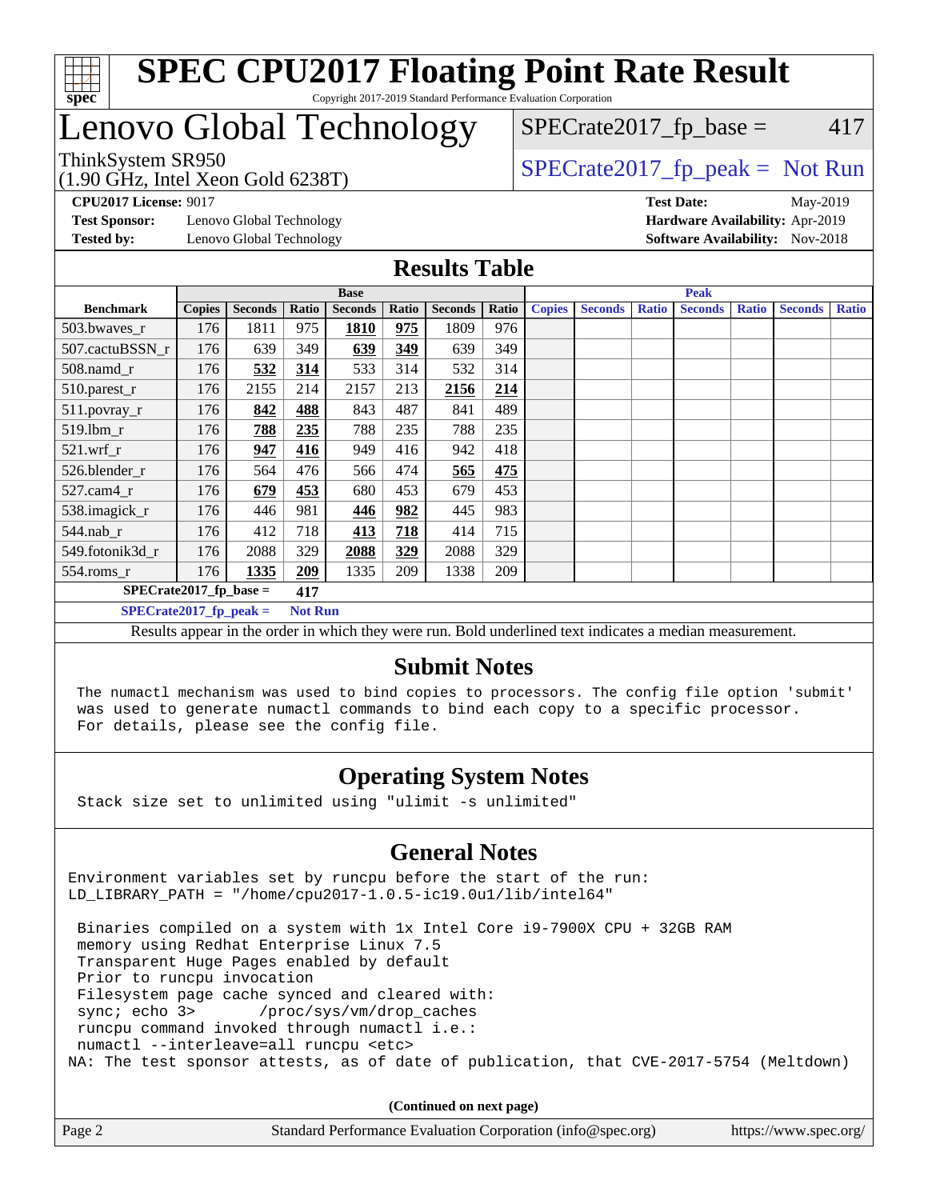# SPEC CPU2017 Floating Point Rate Result

Copyright 2017-2019 Standard Performance Evaluation Corporation

# Lenovo Global Technology

ThinkSystem SR950
(1.90 GHz, Intel Xeon Gold 6238T)

SPECrate2017_fp_base = 417

SPECrate2017_fp_peak = Not Run

**CPU2017 License:** 9017
**Test Sponsor:** Lenovo Global Technology
**Tested by:** Lenovo Global Technology

**Test Date:** May-2019
**Hardware Availability:** Apr-2019
**Software Availability:** Nov-2018

## Results Table

| Benchmark | Base | | | | | | | Peak | | | | | | |
|---|---|---|---|---|---|---|---|---|---|---|---|---|---|---|
| | Copies | Seconds | Ratio | Seconds | Ratio | Seconds | Ratio | Copies | Seconds | Ratio | Seconds | Ratio | Seconds | Ratio |
| 503.bwaves_r | 176 | 1811 | 975 | **1810** | **975** | 1809 | 976 | | | | | | | |
| 507.cactuBSSN_r | 176 | 639 | 349 | **639** | **349** | 639 | 349 | | | | | | | |
| 508.namd_r | 176 | **532** | **314** | 533 | 314 | 532 | 314 | | | | | | | |
| 510.parest_r | 176 | 2155 | 214 | 2157 | 213 | **2156** | **214** | | | | | | | |
| 511.povray_r | 176 | **842** | **488** | 843 | 487 | 841 | 489 | | | | | | | |
| 519.lbm_r | 176 | **788** | **235** | 788 | 235 | 788 | 235 | | | | | | | |
| 521.wrf_r | 176 | **947** | **416** | 949 | 416 | 942 | 418 | | | | | | | |
| 526.blender_r | 176 | 564 | 476 | 566 | 474 | **565** | **475** | | | | | | | |
| 527.cam4_r | 176 | **679** | **453** | 680 | 453 | 679 | 453 | | | | | | | |
| 538.imagick_r | 176 | 446 | 981 | **446** | **982** | 445 | 983 | | | | | | | |
| 544.nab_r | 176 | 412 | 718 | **413** | **718** | 414 | 715 | | | | | | | |
| 549.fotonik3d_r | 176 | 2088 | 329 | **2088** | **329** | 2088 | 329 | | | | | | | |
| 554.roms_r | 176 | **1335** | **209** | 1335 | 209 | 1338 | 209 | | | | | | | |

**SPECrate2017_fp_base = 417**

**SPECrate2017_fp_peak = Not Run**

Results appear in the order in which they were run. Bold underlined text indicates a median measurement.

## Submit Notes

```
The numactl mechanism was used to bind copies to processors. The config file option 'submit'
was used to generate numactl commands to bind each copy to a specific processor.
For details, please see the config file.
```

## Operating System Notes

```
Stack size set to unlimited using "ulimit -s unlimited"
```

## General Notes

```
Environment variables set by runcpu before the start of the run:
LD_LIBRARY_PATH = "/home/cpu2017-1.0.5-ic19.0u1/lib/intel64"

 Binaries compiled on a system with 1x Intel Core i9-7900X CPU + 32GB RAM
 memory using Redhat Enterprise Linux 7.5
 Transparent Huge Pages enabled by default
 Prior to runcpu invocation
 Filesystem page cache synced and cleared with:
 sync; echo 3>       /proc/sys/vm/drop_caches
 runcpu command invoked through numactl i.e.:
 numactl --interleave=all runcpu <etc>
NA: The test sponsor attests, as of date of publication, that CVE-2017-5754 (Meltdown)
```

**(Continued on next page)**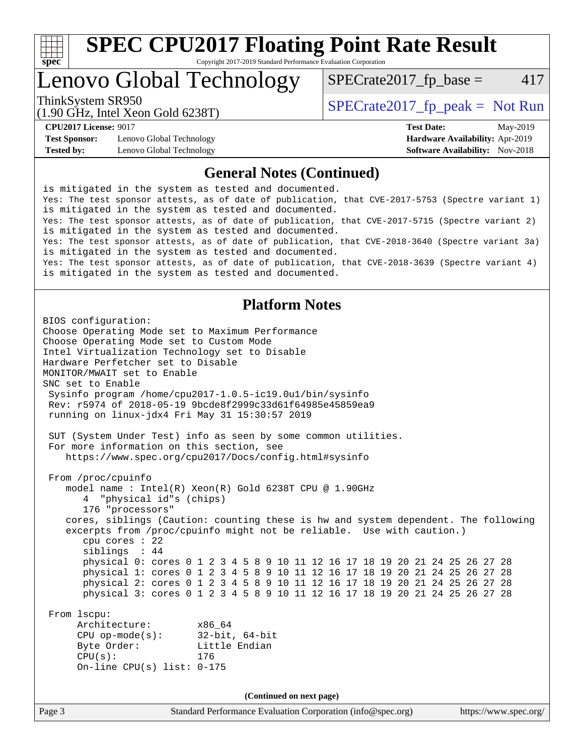# SPEC CPU2017 Floating Point Rate Result

Copyright 2017-2019 Standard Performance Evaluation Corporation

## Lenovo Global Technology

ThinkSystem SR950
(1.90 GHz, Intel Xeon Gold 6238T)

SPECrate2017_fp_base = 417

SPECrate2017_fp_peak = Not Run

**CPU2017 License:** 9017
**Test Sponsor:** Lenovo Global Technology
**Tested by:** Lenovo Global Technology

**Test Date:** May-2019
**Hardware Availability:** Apr-2019
**Software Availability:** Nov-2018

### General Notes (Continued)

```
is mitigated in the system as tested and documented.
Yes: The test sponsor attests, as of date of publication, that CVE-2017-5753 (Spectre variant 1)
is mitigated in the system as tested and documented.
Yes: The test sponsor attests, as of date of publication, that CVE-2017-5715 (Spectre variant 2)
is mitigated in the system as tested and documented.
Yes: The test sponsor attests, as of date of publication, that CVE-2018-3640 (Spectre variant 3a)
is mitigated in the system as tested and documented.
Yes: The test sponsor attests, as of date of publication, that CVE-2018-3639 (Spectre variant 4)
is mitigated in the system as tested and documented.
```

### Platform Notes

```
BIOS configuration:
Choose Operating Mode set to Maximum Performance
Choose Operating Mode set to Custom Mode
Intel Virtualization Technology set to Disable
Hardware Perfetcher set to Disable
MONITOR/MWAIT set to Enable
SNC set to Enable
 Sysinfo program /home/cpu2017-1.0.5-ic19.0u1/bin/sysinfo
 Rev: r5974 of 2018-05-19 9bcde8f2999c33d61f64985e45859ea9
 running on linux-jdx4 Fri May 31 15:30:57 2019

 SUT (System Under Test) info as seen by some common utilities.
 For more information on this section, see
    https://www.spec.org/cpu2017/Docs/config.html#sysinfo

 From /proc/cpuinfo
    model name : Intel(R) Xeon(R) Gold 6238T CPU @ 1.90GHz
       4  "physical id"s (chips)
       176 "processors"
    cores, siblings (Caution: counting these is hw and system dependent. The following
    excerpts from /proc/cpuinfo might not be reliable.  Use with caution.)
       cpu cores : 22
       siblings  : 44
       physical 0: cores 0 1 2 3 4 5 8 9 10 11 12 16 17 18 19 20 21 24 25 26 27 28
       physical 1: cores 0 1 2 3 4 5 8 9 10 11 12 16 17 18 19 20 21 24 25 26 27 28
       physical 2: cores 0 1 2 3 4 5 8 9 10 11 12 16 17 18 19 20 21 24 25 26 27 28
       physical 3: cores 0 1 2 3 4 5 8 9 10 11 12 16 17 18 19 20 21 24 25 26 27 28

 From lscpu:
      Architecture:        x86_64
      CPU op-mode(s):      32-bit, 64-bit
      Byte Order:          Little Endian
      CPU(s):              176
      On-line CPU(s) list: 0-175
```

(Continued on next page)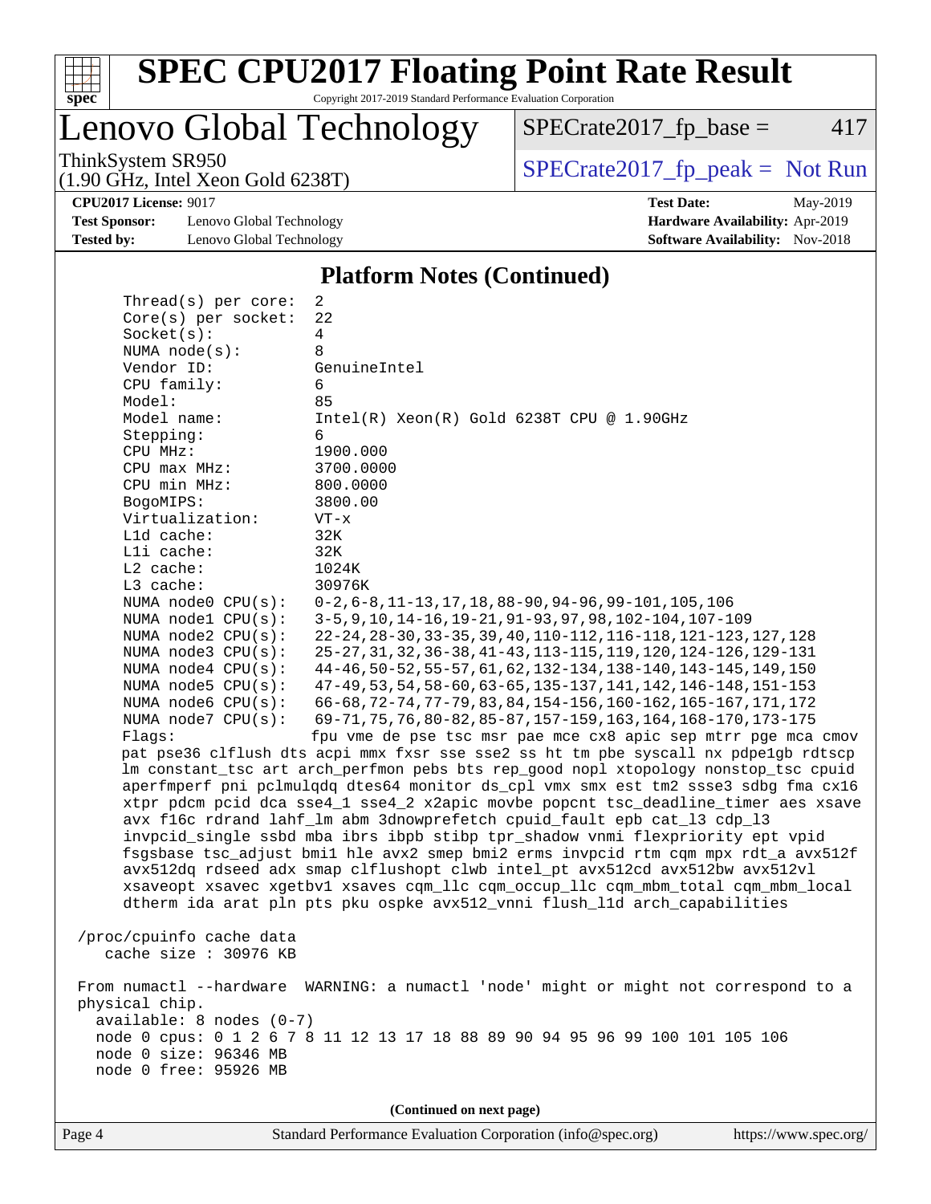## Platform Notes (Continued)

```
     Thread(s) per core:  2
     Core(s) per socket:  22
     Socket(s):           4
     NUMA node(s):        8
     Vendor ID:           GenuineIntel
     CPU family:          6
     Model:               85
     Model name:          Intel(R) Xeon(R) Gold 6238T CPU @ 1.90GHz
     Stepping:            6
     CPU MHz:             1900.000
     CPU max MHz:         3700.0000
     CPU min MHz:         800.0000
     BogoMIPS:            3800.00
     Virtualization:      VT-x
     L1d cache:           32K
     L1i cache:           32K
     L2 cache:            1024K
     L3 cache:            30976K
     NUMA node0 CPU(s):   0-2,6-8,11-13,17,18,88-90,94-96,99-101,105,106
     NUMA node1 CPU(s):   3-5,9,10,14-16,19-21,91-93,97,98,102-104,107-109
     NUMA node2 CPU(s):   22-24,28-30,33-35,39,40,110-112,116-118,121-123,127,128
     NUMA node3 CPU(s):   25-27,31,32,36-38,41-43,113-115,119,120,124-126,129-131
     NUMA node4 CPU(s):   44-46,50-52,55-57,61,62,132-134,138-140,143-145,149,150
     NUMA node5 CPU(s):   47-49,53,54,58-60,63-65,135-137,141,142,146-148,151-153
     NUMA node6 CPU(s):   66-68,72-74,77-79,83,84,154-156,160-162,165-167,171,172
     NUMA node7 CPU(s):   69-71,75,76,80-82,85-87,157-159,163,164,168-170,173-175
     Flags:               fpu vme de pse tsc msr pae mce cx8 apic sep mtrr pge mca cmov
     pat pse36 clflush dts acpi mmx fxsr sse sse2 ss ht tm pbe syscall nx pdpe1gb rdtscp
     lm constant_tsc art arch_perfmon pebs bts rep_good nopl xtopology nonstop_tsc cpuid
     aperfmperf pni pclmulqdq dtes64 monitor ds_cpl vmx smx est tm2 ssse3 sdbg fma cx16
     xtpr pdcm pcid dca sse4_1 sse4_2 x2apic movbe popcnt tsc_deadline_timer aes xsave
     avx f16c rdrand lahf_lm abm 3dnowprefetch cpuid_fault epb cat_l3 cdp_l3
     invpcid_single ssbd mba ibrs ibpb stibp tpr_shadow vnmi flexpriority ept vpid
     fsgsbase tsc_adjust bmi1 hle avx2 smep bmi2 erms invpcid rtm cqm mpx rdt_a avx512f
     avx512dq rdseed adx smap clflushopt clwb intel_pt avx512cd avx512bw avx512vl
     xsaveopt xsavec xgetbv1 xsaves cqm_llc cqm_occup_llc cqm_mbm_total cqm_mbm_local
     dtherm ida arat pln pts pku ospke avx512_vnni flush_l1d arch_capabilities

 /proc/cpuinfo cache data
    cache size : 30976 KB

 From numactl --hardware  WARNING: a numactl 'node' might or might not correspond to a
 physical chip.
   available: 8 nodes (0-7)
   node 0 cpus: 0 1 2 6 7 8 11 12 13 17 18 88 89 90 94 95 96 99 100 101 105 106
   node 0 size: 96346 MB
   node 0 free: 95926 MB
```

(Continued on next page)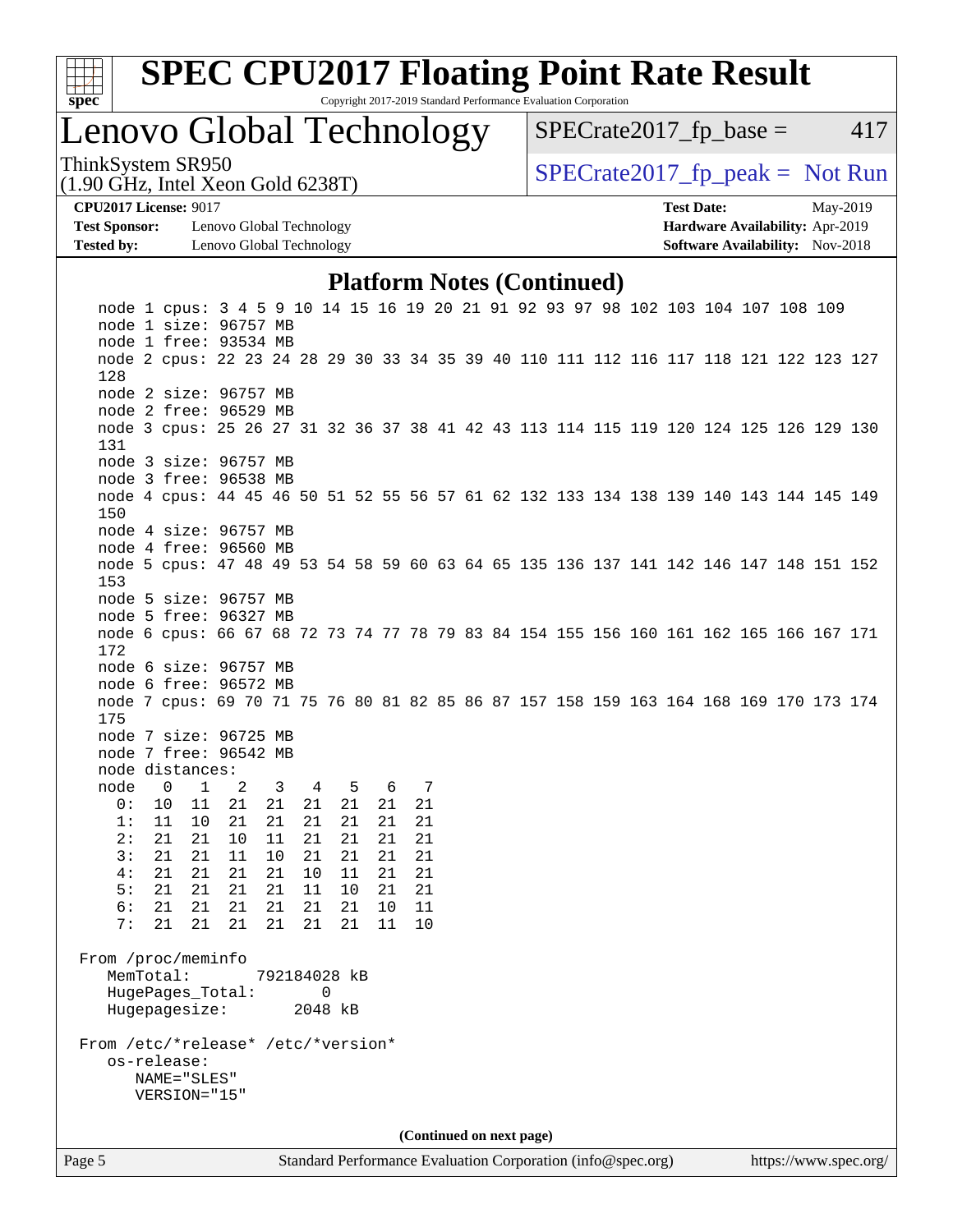## Platform Notes (Continued)

```
node 1 cpus: 3 4 5 9 10 14 15 16 19 20 21 91 92 93 97 98 102 103 104 107 108 109
node 1 size: 96757 MB
node 1 free: 93534 MB
node 2 cpus: 22 23 24 28 29 30 33 34 35 39 40 110 111 112 116 117 118 121 122 123 127
128
node 2 size: 96757 MB
node 2 free: 96529 MB
node 3 cpus: 25 26 27 31 32 36 37 38 41 42 43 113 114 115 119 120 124 125 126 129 130
131
node 3 size: 96757 MB
node 3 free: 96538 MB
node 4 cpus: 44 45 46 50 51 52 55 56 57 61 62 132 133 134 138 139 140 143 144 145 149
150
node 4 size: 96757 MB
node 4 free: 96560 MB
node 5 cpus: 47 48 49 53 54 58 59 60 63 64 65 135 136 137 141 142 146 147 148 151 152
153
node 5 size: 96757 MB
node 5 free: 96327 MB
node 6 cpus: 66 67 68 72 73 74 77 78 79 83 84 154 155 156 160 161 162 165 166 167 171
172
node 6 size: 96757 MB
node 6 free: 96572 MB
node 7 cpus: 69 70 71 75 76 80 81 82 85 86 87 157 158 159 163 164 168 169 170 173 174
175
node 7 size: 96725 MB
node 7 free: 96542 MB
node distances:
node   0   1   2   3   4   5   6   7
  0:  10  11  21  21  21  21  21  21
  1:  11  10  21  21  21  21  21  21
  2:  21  21  10  11  21  21  21  21
  3:  21  21  11  10  21  21  21  21
  4:  21  21  21  21  10  11  21  21
  5:  21  21  21  21  11  10  21  21
  6:  21  21  21  21  21  21  10  11
  7:  21  21  21  21  21  21  11  10

From /proc/meminfo
   MemTotal:       792184028 kB
   HugePages_Total:       0
   Hugepagesize:       2048 kB

From /etc/*release* /etc/*version*
   os-release:
      NAME="SLES"
      VERSION="15"
```

(Continued on next page)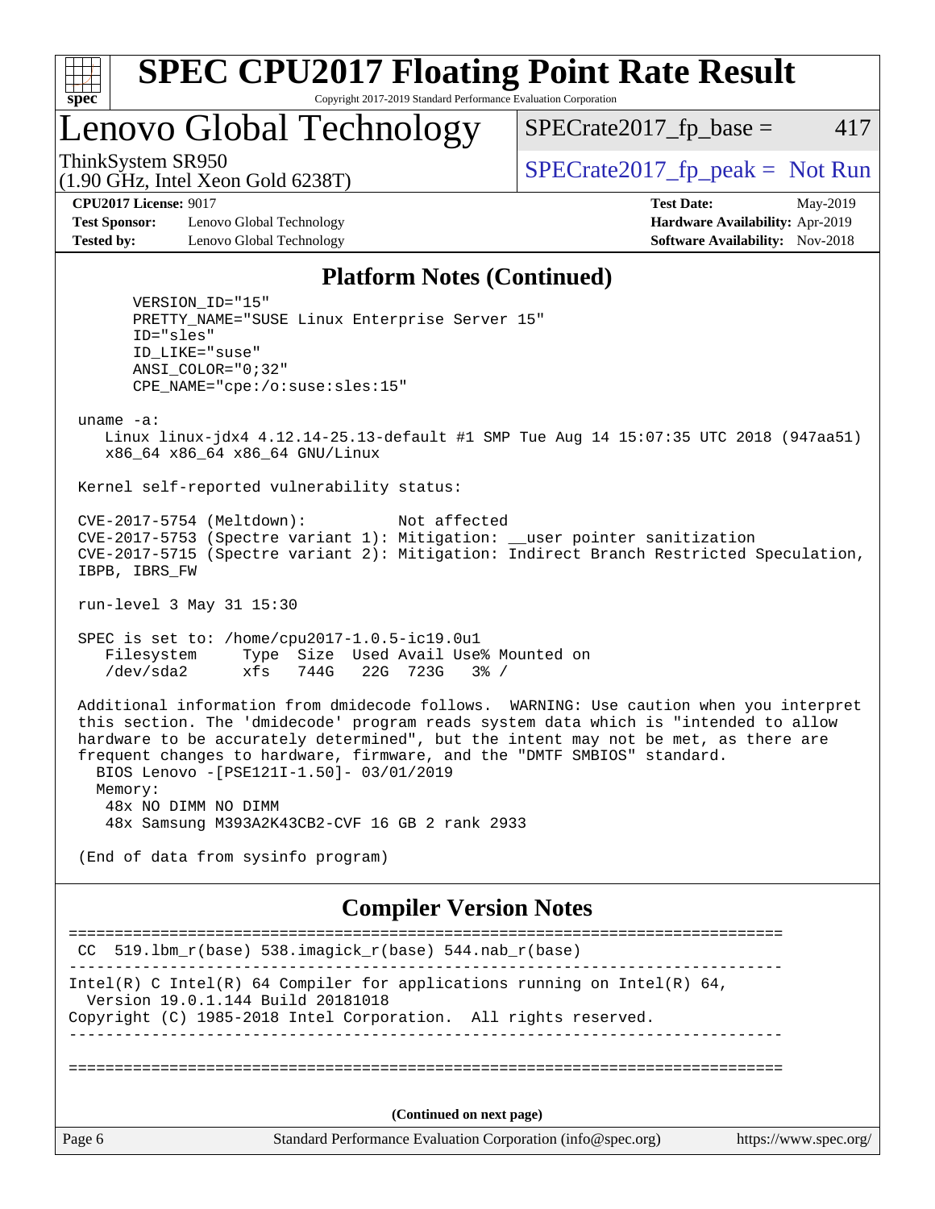## Platform Notes (Continued)

```
      VERSION_ID="15"
      PRETTY_NAME="SUSE Linux Enterprise Server 15"
      ID="sles"
      ID_LIKE="suse"
      ANSI_COLOR="0;32"
      CPE_NAME="cpe:/o:suse:sles:15"

 uname -a:
    Linux linux-jdx4 4.12.14-25.13-default #1 SMP Tue Aug 14 15:07:35 UTC 2018 (947aa51)
    x86_64 x86_64 x86_64 GNU/Linux

 Kernel self-reported vulnerability status:

 CVE-2017-5754 (Meltdown):          Not affected
 CVE-2017-5753 (Spectre variant 1): Mitigation: __user pointer sanitization
 CVE-2017-5715 (Spectre variant 2): Mitigation: Indirect Branch Restricted Speculation,
 IBPB, IBRS_FW

 run-level 3 May 31 15:30

 SPEC is set to: /home/cpu2017-1.0.5-ic19.0u1
    Filesystem     Type  Size  Used Avail Use% Mounted on
    /dev/sda2      xfs   744G   22G  723G   3% /

 Additional information from dmidecode follows.  WARNING: Use caution when you interpret
 this section. The 'dmidecode' program reads system data which is "intended to allow
 hardware to be accurately determined", but the intent may not be met, as there are
 frequent changes to hardware, firmware, and the "DMTF SMBIOS" standard.
   BIOS Lenovo -[PSE121I-1.50]- 03/01/2019
   Memory:
    48x NO DIMM NO DIMM
    48x Samsung M393A2K43CB2-CVF 16 GB 2 rank 2933

 (End of data from sysinfo program)
```

## Compiler Version Notes

```
==============================================================================
 CC  519.lbm_r(base) 538.imagick_r(base) 544.nab_r(base)
------------------------------------------------------------------------------
Intel(R) C Intel(R) 64 Compiler for applications running on Intel(R) 64,
  Version 19.0.1.144 Build 20181018
Copyright (C) 1985-2018 Intel Corporation.  All rights reserved.
------------------------------------------------------------------------------

==============================================================================
```

(Continued on next page)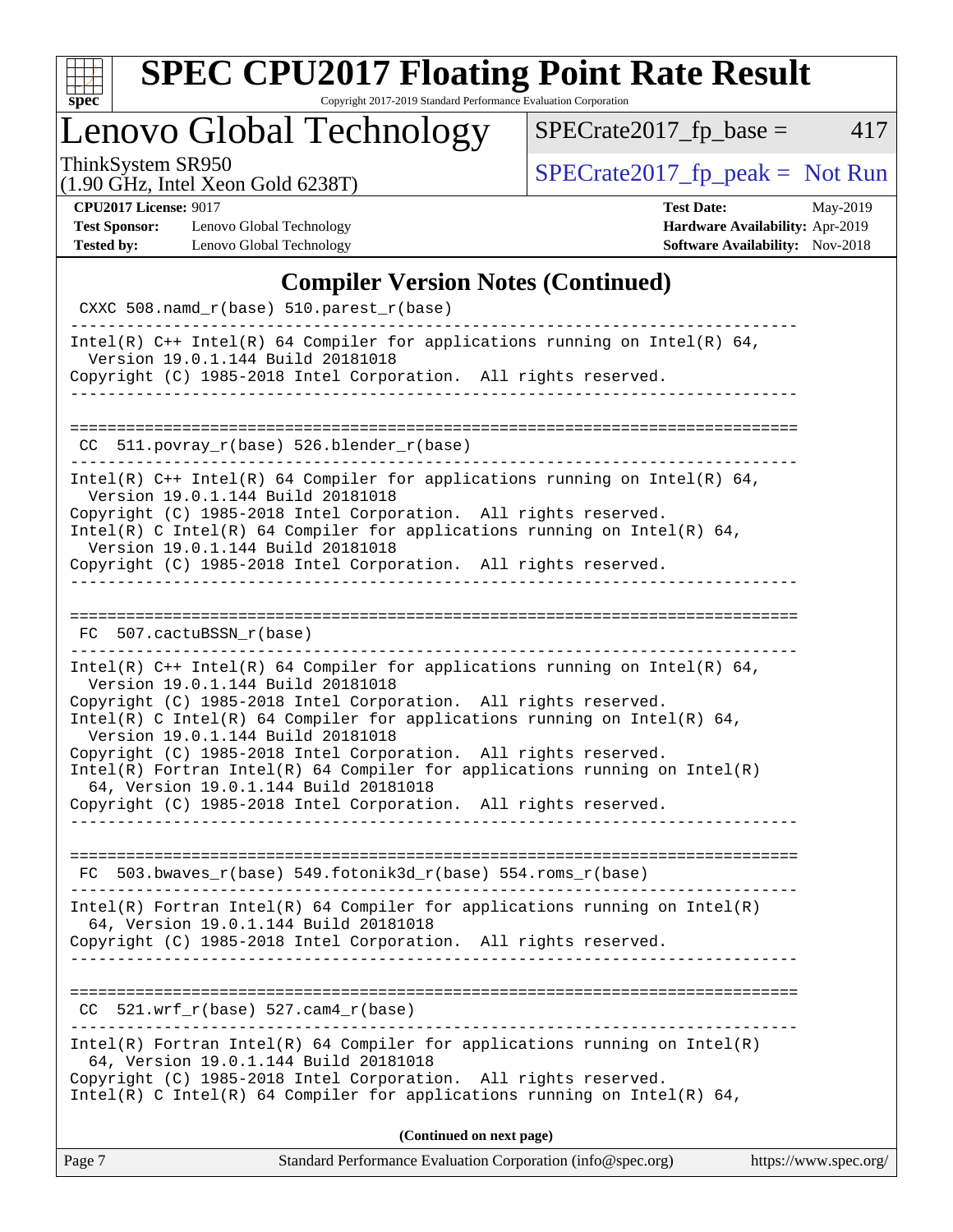# SPEC CPU2017 Floating Point Rate Result

Copyright 2017-2019 Standard Performance Evaluation Corporation

## Lenovo Global Technology

ThinkSystem SR950
(1.90 GHz, Intel Xeon Gold 6238T)

SPECrate2017_fp_base = 417

SPECrate2017_fp_peak = Not Run

**CPU2017 License:** 9017
**Test Sponsor:** Lenovo Global Technology
**Tested by:** Lenovo Global Technology

**Test Date:** May-2019
**Hardware Availability:** Apr-2019
**Software Availability:** Nov-2018

## Compiler Version Notes (Continued)

```
 CXXC 508.namd_r(base) 510.parest_r(base)
------------------------------------------------------------------------------
Intel(R) C++ Intel(R) 64 Compiler for applications running on Intel(R) 64,
  Version 19.0.1.144 Build 20181018
Copyright (C) 1985-2018 Intel Corporation.  All rights reserved.
------------------------------------------------------------------------------

==============================================================================
 CC  511.povray_r(base) 526.blender_r(base)
------------------------------------------------------------------------------
Intel(R) C++ Intel(R) 64 Compiler for applications running on Intel(R) 64,
  Version 19.0.1.144 Build 20181018
Copyright (C) 1985-2018 Intel Corporation.  All rights reserved.
Intel(R) C Intel(R) 64 Compiler for applications running on Intel(R) 64,
  Version 19.0.1.144 Build 20181018
Copyright (C) 1985-2018 Intel Corporation.  All rights reserved.
------------------------------------------------------------------------------

==============================================================================
 FC  507.cactuBSSN_r(base)
------------------------------------------------------------------------------
Intel(R) C++ Intel(R) 64 Compiler for applications running on Intel(R) 64,
  Version 19.0.1.144 Build 20181018
Copyright (C) 1985-2018 Intel Corporation.  All rights reserved.
Intel(R) C Intel(R) 64 Compiler for applications running on Intel(R) 64,
  Version 19.0.1.144 Build 20181018
Copyright (C) 1985-2018 Intel Corporation.  All rights reserved.
Intel(R) Fortran Intel(R) 64 Compiler for applications running on Intel(R)
  64, Version 19.0.1.144 Build 20181018
Copyright (C) 1985-2018 Intel Corporation.  All rights reserved.
------------------------------------------------------------------------------

==============================================================================
 FC  503.bwaves_r(base) 549.fotonik3d_r(base) 554.roms_r(base)
------------------------------------------------------------------------------
Intel(R) Fortran Intel(R) 64 Compiler for applications running on Intel(R)
  64, Version 19.0.1.144 Build 20181018
Copyright (C) 1985-2018 Intel Corporation.  All rights reserved.
------------------------------------------------------------------------------

==============================================================================
 CC  521.wrf_r(base) 527.cam4_r(base)
------------------------------------------------------------------------------
Intel(R) Fortran Intel(R) 64 Compiler for applications running on Intel(R)
  64, Version 19.0.1.144 Build 20181018
Copyright (C) 1985-2018 Intel Corporation.  All rights reserved.
Intel(R) C Intel(R) 64 Compiler for applications running on Intel(R) 64,
```

**(Continued on next page)**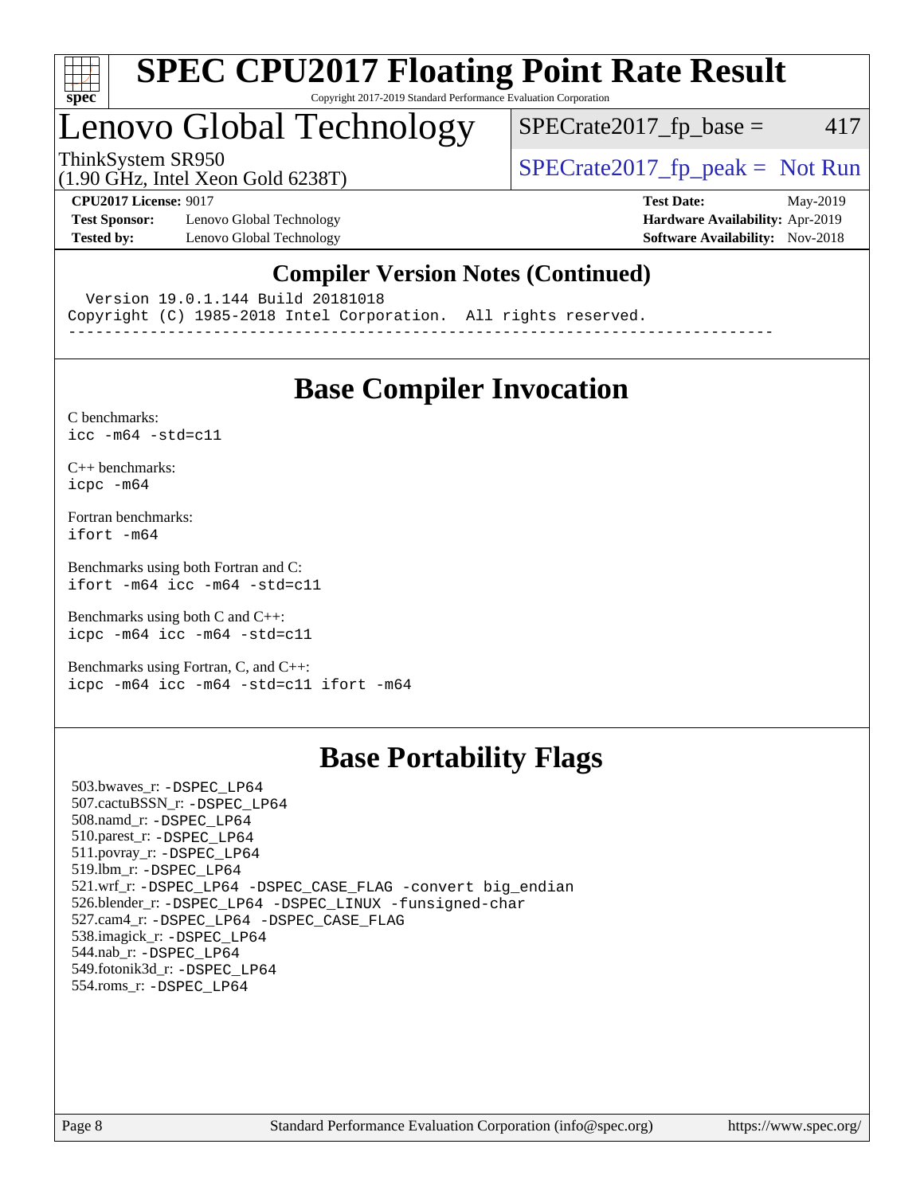## Compiler Version Notes (Continued)

```
  Version 19.0.1.144 Build 20181018
Copyright (C) 1985-2018 Intel Corporation.  All rights reserved.
------------------------------------------------------------------------------
```

## Base Compiler Invocation

C benchmarks:
`icc -m64 -std=c11`

C++ benchmarks:
`icpc -m64`

Fortran benchmarks:
`ifort -m64`

Benchmarks using both Fortran and C:
`ifort -m64 icc -m64 -std=c11`

Benchmarks using both C and C++:
`icpc -m64 icc -m64 -std=c11`

Benchmarks using Fortran, C, and C++:
`icpc -m64 icc -m64 -std=c11 ifort -m64`

## Base Portability Flags

503.bwaves_r: -DSPEC_LP64
507.cactuBSSN_r: -DSPEC_LP64
508.namd_r: -DSPEC_LP64
510.parest_r: -DSPEC_LP64
511.povray_r: -DSPEC_LP64
519.lbm_r: -DSPEC_LP64
521.wrf_r: -DSPEC_LP64 -DSPEC_CASE_FLAG -convert big_endian
526.blender_r: -DSPEC_LP64 -DSPEC_LINUX -funsigned-char
527.cam4_r: -DSPEC_LP64 -DSPEC_CASE_FLAG
538.imagick_r: -DSPEC_LP64
544.nab_r: -DSPEC_LP64
549.fotonik3d_r: -DSPEC_LP64
554.roms_r: -DSPEC_LP64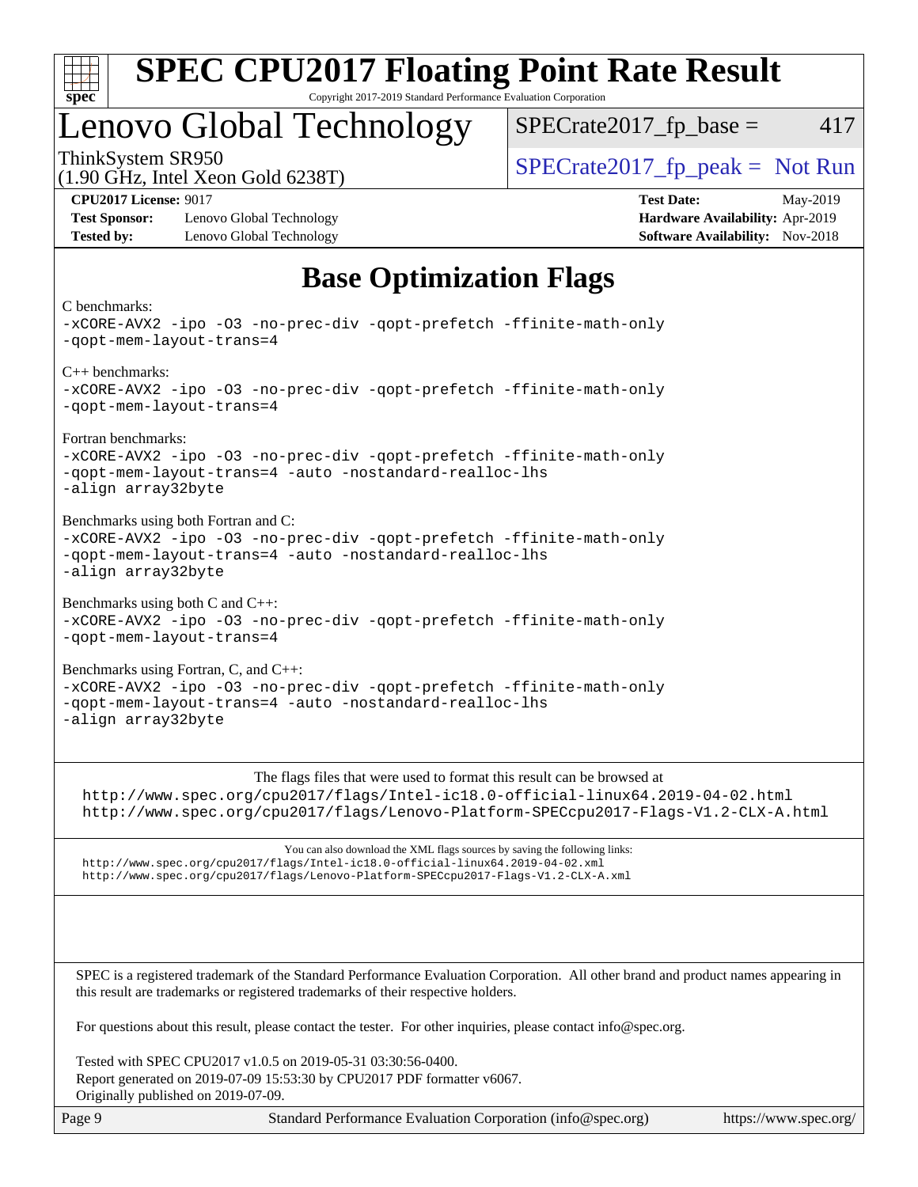# Base Optimization Flags

C benchmarks:
```
-xCORE-AVX2 -ipo -O3 -no-prec-div -qopt-prefetch -ffinite-math-only
-qopt-mem-layout-trans=4
```

C++ benchmarks:
```
-xCORE-AVX2 -ipo -O3 -no-prec-div -qopt-prefetch -ffinite-math-only
-qopt-mem-layout-trans=4
```

Fortran benchmarks:
```
-xCORE-AVX2 -ipo -O3 -no-prec-div -qopt-prefetch -ffinite-math-only
-qopt-mem-layout-trans=4 -auto -nostandard-realloc-lhs
-align array32byte
```

Benchmarks using both Fortran and C:
```
-xCORE-AVX2 -ipo -O3 -no-prec-div -qopt-prefetch -ffinite-math-only
-qopt-mem-layout-trans=4 -auto -nostandard-realloc-lhs
-align array32byte
```

Benchmarks using both C and C++:
```
-xCORE-AVX2 -ipo -O3 -no-prec-div -qopt-prefetch -ffinite-math-only
-qopt-mem-layout-trans=4
```

Benchmarks using Fortran, C, and C++:
```
-xCORE-AVX2 -ipo -O3 -no-prec-div -qopt-prefetch -ffinite-math-only
-qopt-mem-layout-trans=4 -auto -nostandard-realloc-lhs
-align array32byte
```

The flags files that were used to format this result can be browsed at
http://www.spec.org/cpu2017/flags/Intel-ic18.0-official-linux64.2019-04-02.html
http://www.spec.org/cpu2017/flags/Lenovo-Platform-SPECcpu2017-Flags-V1.2-CLX-A.html

You can also download the XML flags sources by saving the following links:
http://www.spec.org/cpu2017/flags/Intel-ic18.0-official-linux64.2019-04-02.xml
http://www.spec.org/cpu2017/flags/Lenovo-Platform-SPECcpu2017-Flags-V1.2-CLX-A.xml

SPEC is a registered trademark of the Standard Performance Evaluation Corporation. All other brand and product names appearing in this result are trademarks or registered trademarks of their respective holders.

For questions about this result, please contact the tester. For other inquiries, please contact info@spec.org.

Tested with SPEC CPU2017 v1.0.5 on 2019-05-31 03:30:56-0400.
Report generated on 2019-07-09 15:53:30 by CPU2017 PDF formatter v6067.
Originally published on 2019-07-09.